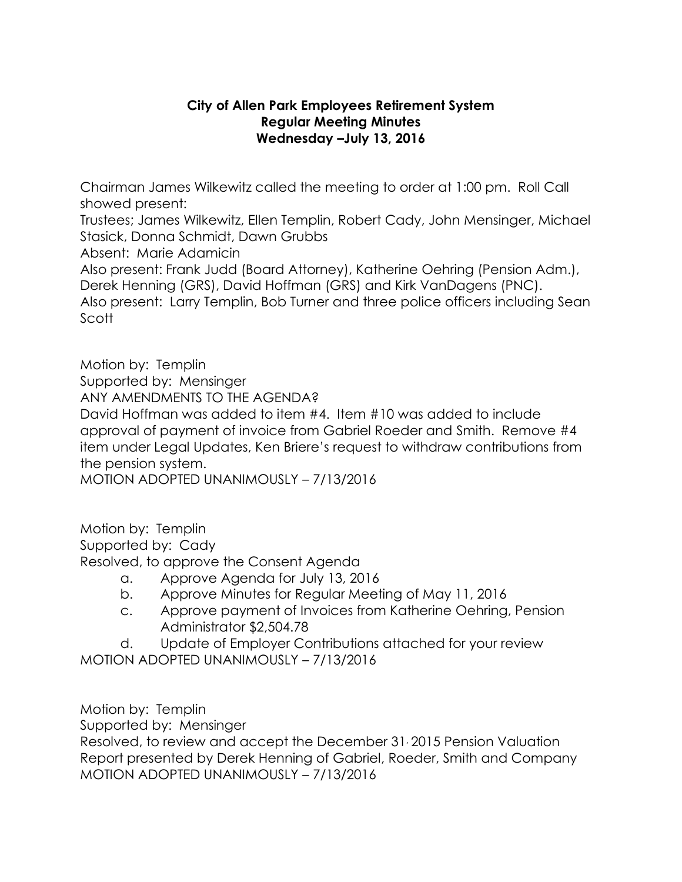**City of Allen Park Employees Retirement System**
**Regular Meeting Minutes**
**Wednesday –July 13, 2016**

Chairman James Wilkewitz called the meeting to order at 1:00 pm. Roll Call showed present:
Trustees; James Wilkewitz, Ellen Templin, Robert Cady, John Mensinger, Michael Stasick, Donna Schmidt, Dawn Grubbs
Absent: Marie Adamicin
Also present: Frank Judd (Board Attorney), Katherine Oehring (Pension Adm.), Derek Henning (GRS), David Hoffman (GRS) and Kirk VanDagens (PNC).
Also present: Larry Templin, Bob Turner and three police officers including Sean Scott

Motion by: Templin
Supported by: Mensinger
ANY AMENDMENTS TO THE AGENDA?
David Hoffman was added to item #4. Item #10 was added to include approval of payment of invoice from Gabriel Roeder and Smith. Remove #4 item under Legal Updates, Ken Briere's request to withdraw contributions from the pension system.
MOTION ADOPTED UNANIMOUSLY – 7/13/2016

Motion by: Templin
Supported by: Cady
Resolved, to approve the Consent Agenda

a. Approve Agenda for July 13, 2016
b. Approve Minutes for Regular Meeting of May 11, 2016
c. Approve payment of Invoices from Katherine Oehring, Pension Administrator $2,504.78
d. Update of Employer Contributions attached for your review

MOTION ADOPTED UNANIMOUSLY – 7/13/2016

Motion by: Templin
Supported by: Mensinger
Resolved, to review and accept the December 31, 2015 Pension Valuation Report presented by Derek Henning of Gabriel, Roeder, Smith and Company
MOTION ADOPTED UNANIMOUSLY – 7/13/2016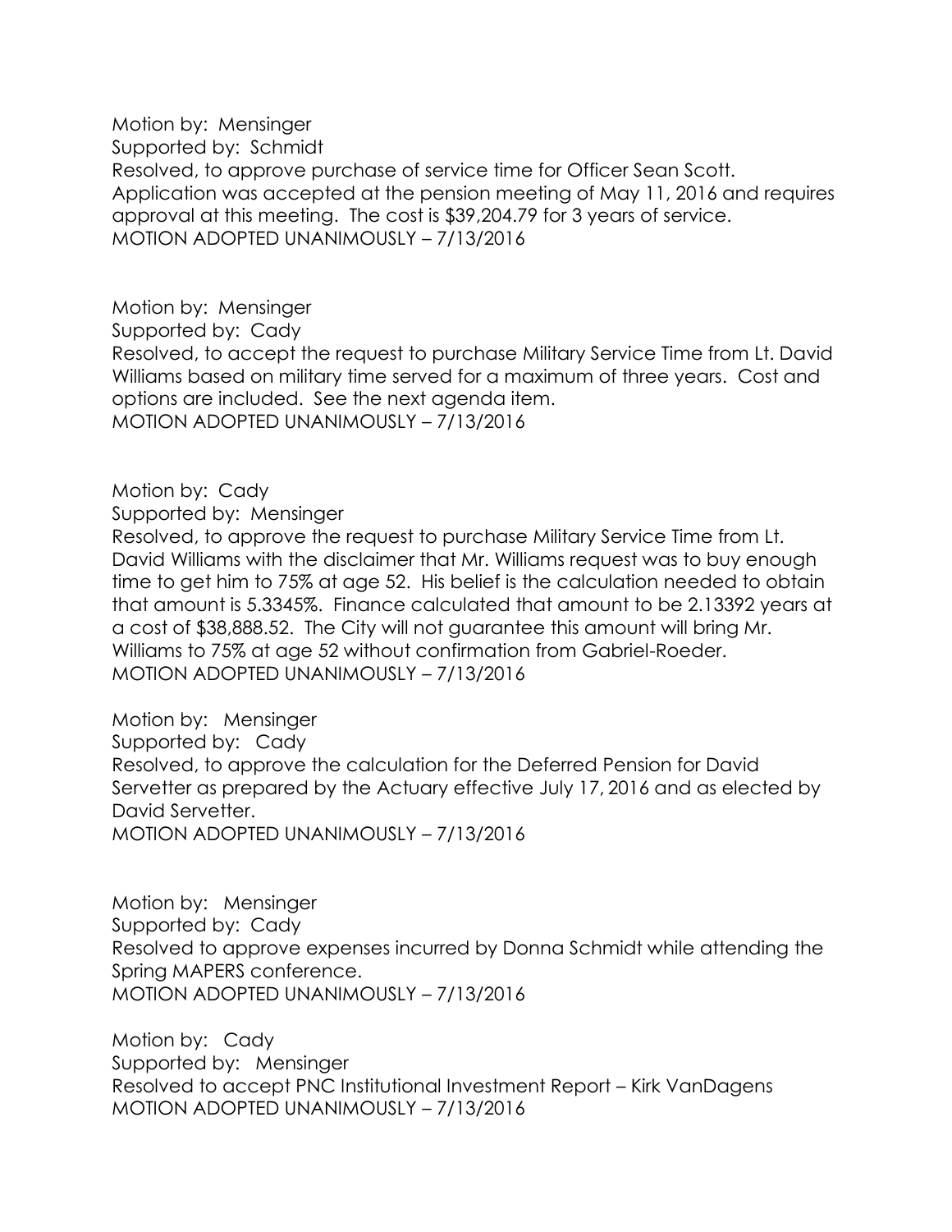Motion by: Mensinger
Supported by: Schmidt
Resolved, to approve purchase of service time for Officer Sean Scott. Application was accepted at the pension meeting of May 11, 2016 and requires approval at this meeting. The cost is $39,204.79 for 3 years of service.
MOTION ADOPTED UNANIMOUSLY – 7/13/2016

Motion by: Mensinger
Supported by: Cady
Resolved, to accept the request to purchase Military Service Time from Lt. David Williams based on military time served for a maximum of three years. Cost and options are included. See the next agenda item.
MOTION ADOPTED UNANIMOUSLY – 7/13/2016

Motion by: Cady
Supported by: Mensinger
Resolved, to approve the request to purchase Military Service Time from Lt. David Williams with the disclaimer that Mr. Williams request was to buy enough time to get him to 75% at age 52. His belief is the calculation needed to obtain that amount is 5.3345%. Finance calculated that amount to be 2.13392 years at a cost of $38,888.52. The City will not guarantee this amount will bring Mr. Williams to 75% at age 52 without confirmation from Gabriel-Roeder.
MOTION ADOPTED UNANIMOUSLY – 7/13/2016

Motion by: Mensinger
Supported by: Cady
Resolved, to approve the calculation for the Deferred Pension for David Servetter as prepared by the Actuary effective July 17, 2016 and as elected by David Servetter.
MOTION ADOPTED UNANIMOUSLY – 7/13/2016

Motion by: Mensinger
Supported by: Cady
Resolved to approve expenses incurred by Donna Schmidt while attending the Spring MAPERS conference.
MOTION ADOPTED UNANIMOUSLY – 7/13/2016

Motion by: Cady
Supported by: Mensinger
Resolved to accept PNC Institutional Investment Report – Kirk VanDagens
MOTION ADOPTED UNANIMOUSLY – 7/13/2016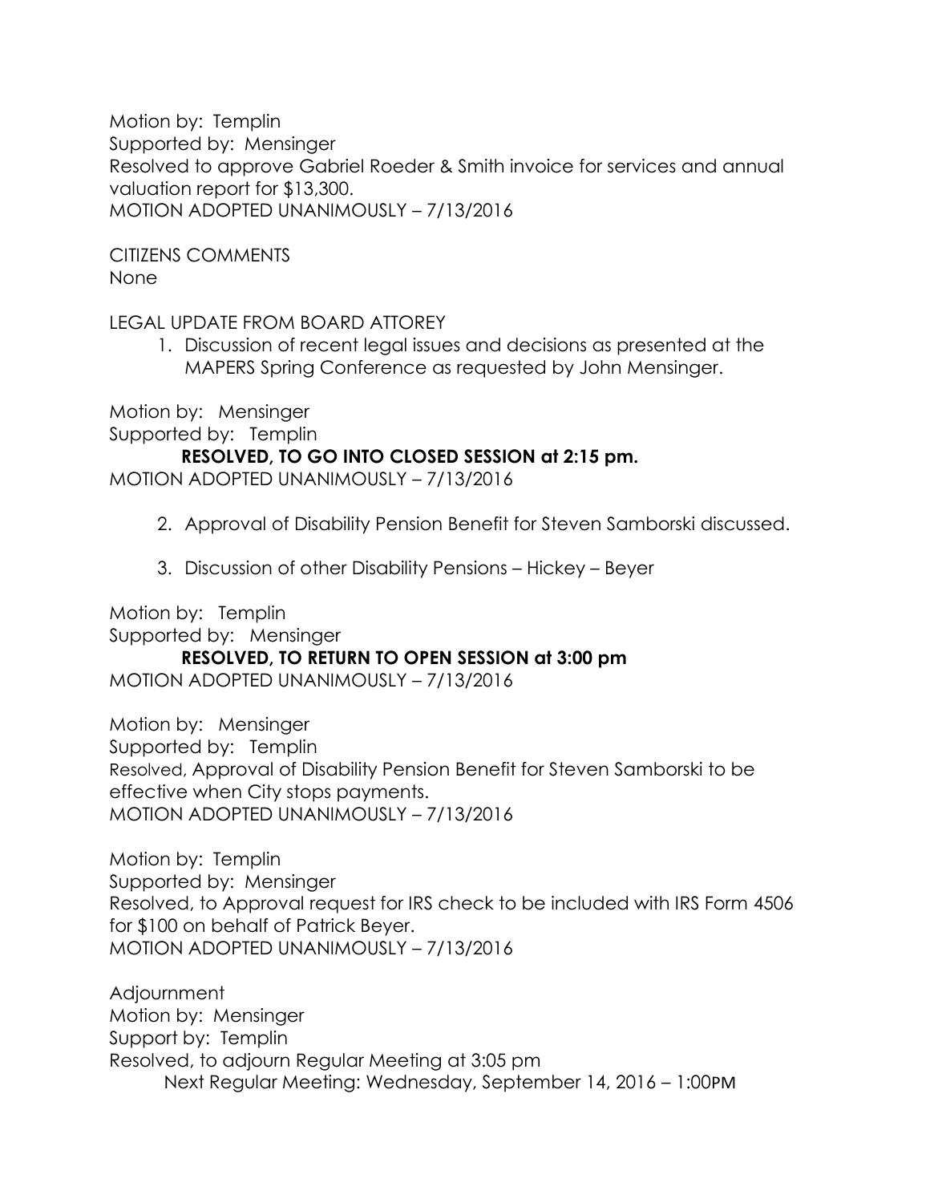Motion by: Templin
Supported by: Mensinger
Resolved to approve Gabriel Roeder & Smith invoice for services and annual valuation report for $13,300.
MOTION ADOPTED UNANIMOUSLY – 7/13/2016

CITIZENS COMMENTS
None

LEGAL UPDATE FROM BOARD ATTOREY

1. Discussion of recent legal issues and decisions as presented at the MAPERS Spring Conference as requested by John Mensinger.

Motion by: Mensinger
Supported by: Templin

**RESOLVED, TO GO INTO CLOSED SESSION at 2:15 pm.**

MOTION ADOPTED UNANIMOUSLY – 7/13/2016

2. Approval of Disability Pension Benefit for Steven Samborski discussed.

3. Discussion of other Disability Pensions – Hickey – Beyer

Motion by: Templin
Supported by: Mensinger

**RESOLVED, TO RETURN TO OPEN SESSION at 3:00 pm**

MOTION ADOPTED UNANIMOUSLY – 7/13/2016

Motion by: Mensinger
Supported by: Templin
Resolved, Approval of Disability Pension Benefit for Steven Samborski to be effective when City stops payments.
MOTION ADOPTED UNANIMOUSLY – 7/13/2016

Motion by: Templin
Supported by: Mensinger
Resolved, to Approval request for IRS check to be included with IRS Form 4506 for $100 on behalf of Patrick Beyer.
MOTION ADOPTED UNANIMOUSLY – 7/13/2016

Adjournment
Motion by: Mensinger
Support by: Templin
Resolved, to adjourn Regular Meeting at 3:05 pm

Next Regular Meeting: Wednesday, September 14, 2016 – 1:00PM